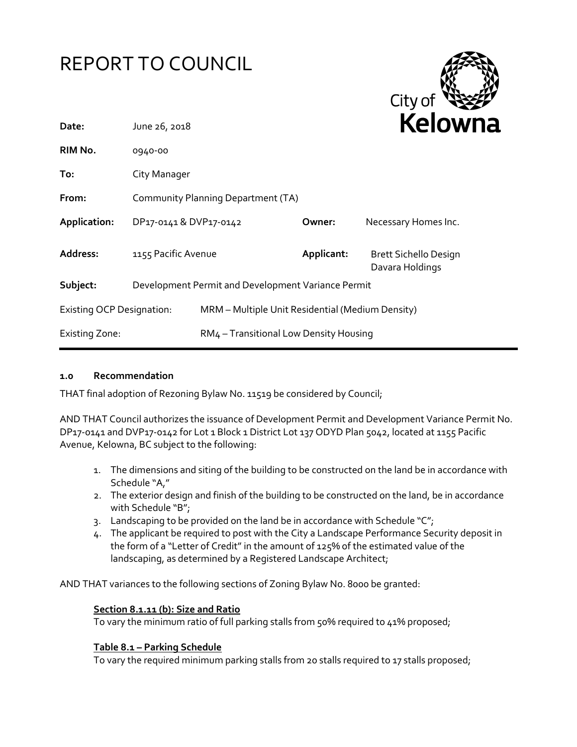# REPORT TO COUNCIL

City of **Kelowna**

| | | | |
|---|---|---|---|
| **Date:** | June 26, 2018 | | |
| **RIM No.** | 0940-00 | | |
| **To:** | City Manager | | |
| **From:** | Community Planning Department (TA) | | |
| **Application:** | DP17-0141 & DVP17-0142 | **Owner:** | Necessary Homes Inc. |
| **Address:** | 1155 Pacific Avenue | **Applicant:** | Brett Sichello Design Davara Holdings |
| **Subject:** | Development Permit and Development Variance Permit | | |
| Existing OCP Designation: | MRM – Multiple Unit Residential (Medium Density) | | |
| Existing Zone: | RM4 – Transitional Low Density Housing | | |

## 1.0 Recommendation

THAT final adoption of Rezoning Bylaw No. 11519 be considered by Council;

AND THAT Council authorizes the issuance of Development Permit and Development Variance Permit No. DP17-0141 and DVP17-0142 for Lot 1 Block 1 District Lot 137 ODYD Plan 5042, located at 1155 Pacific Avenue, Kelowna, BC subject to the following:

1. The dimensions and siting of the building to be constructed on the land be in accordance with Schedule "A,"
2. The exterior design and finish of the building to be constructed on the land, be in accordance with Schedule "B";
3. Landscaping to be provided on the land be in accordance with Schedule "C";
4. The applicant be required to post with the City a Landscape Performance Security deposit in the form of a "Letter of Credit" in the amount of 125% of the estimated value of the landscaping, as determined by a Registered Landscape Architect;

AND THAT variances to the following sections of Zoning Bylaw No. 8000 be granted:

**Section 8.1.11 (b): Size and Ratio**
To vary the minimum ratio of full parking stalls from 50% required to 41% proposed;

**Table 8.1 – Parking Schedule**
To vary the required minimum parking stalls from 20 stalls required to 17 stalls proposed;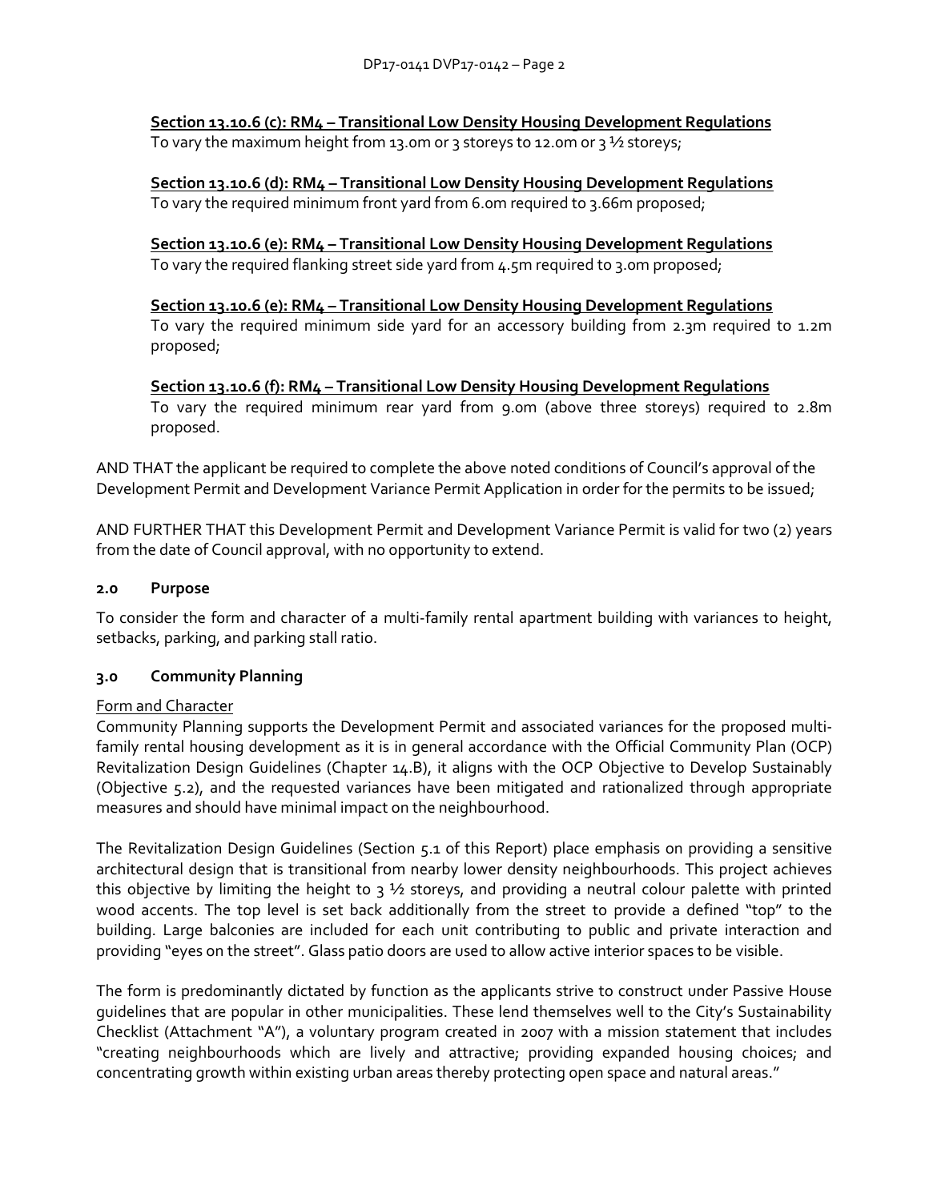**Section 13.10.6 (c): RM4 – Transitional Low Density Housing Development Regulations**
To vary the maximum height from 13.0m or 3 storeys to 12.0m or 3 ½ storeys;

**Section 13.10.6 (d): RM4 – Transitional Low Density Housing Development Regulations**
To vary the required minimum front yard from 6.0m required to 3.66m proposed;

**Section 13.10.6 (e): RM4 – Transitional Low Density Housing Development Regulations**
To vary the required flanking street side yard from 4.5m required to 3.0m proposed;

**Section 13.10.6 (e): RM4 – Transitional Low Density Housing Development Regulations**
To vary the required minimum side yard for an accessory building from 2.3m required to 1.2m proposed;

**Section 13.10.6 (f): RM4 – Transitional Low Density Housing Development Regulations**
To vary the required minimum rear yard from 9.0m (above three storeys) required to 2.8m proposed.

AND THAT the applicant be required to complete the above noted conditions of Council's approval of the Development Permit and Development Variance Permit Application in order for the permits to be issued;

AND FURTHER THAT this Development Permit and Development Variance Permit is valid for two (2) years from the date of Council approval, with no opportunity to extend.

## 2.0 Purpose

To consider the form and character of a multi-family rental apartment building with variances to height, setbacks, parking, and parking stall ratio.

## 3.0 Community Planning

Form and Character

Community Planning supports the Development Permit and associated variances for the proposed multi-family rental housing development as it is in general accordance with the Official Community Plan (OCP) Revitalization Design Guidelines (Chapter 14.B), it aligns with the OCP Objective to Develop Sustainably (Objective 5.2), and the requested variances have been mitigated and rationalized through appropriate measures and should have minimal impact on the neighbourhood.

The Revitalization Design Guidelines (Section 5.1 of this Report) place emphasis on providing a sensitive architectural design that is transitional from nearby lower density neighbourhoods. This project achieves this objective by limiting the height to 3 ½ storeys, and providing a neutral colour palette with printed wood accents. The top level is set back additionally from the street to provide a defined "top" to the building. Large balconies are included for each unit contributing to public and private interaction and providing "eyes on the street". Glass patio doors are used to allow active interior spaces to be visible.

The form is predominantly dictated by function as the applicants strive to construct under Passive House guidelines that are popular in other municipalities. These lend themselves well to the City's Sustainability Checklist (Attachment "A"), a voluntary program created in 2007 with a mission statement that includes "creating neighbourhoods which are lively and attractive; providing expanded housing choices; and concentrating growth within existing urban areas thereby protecting open space and natural areas."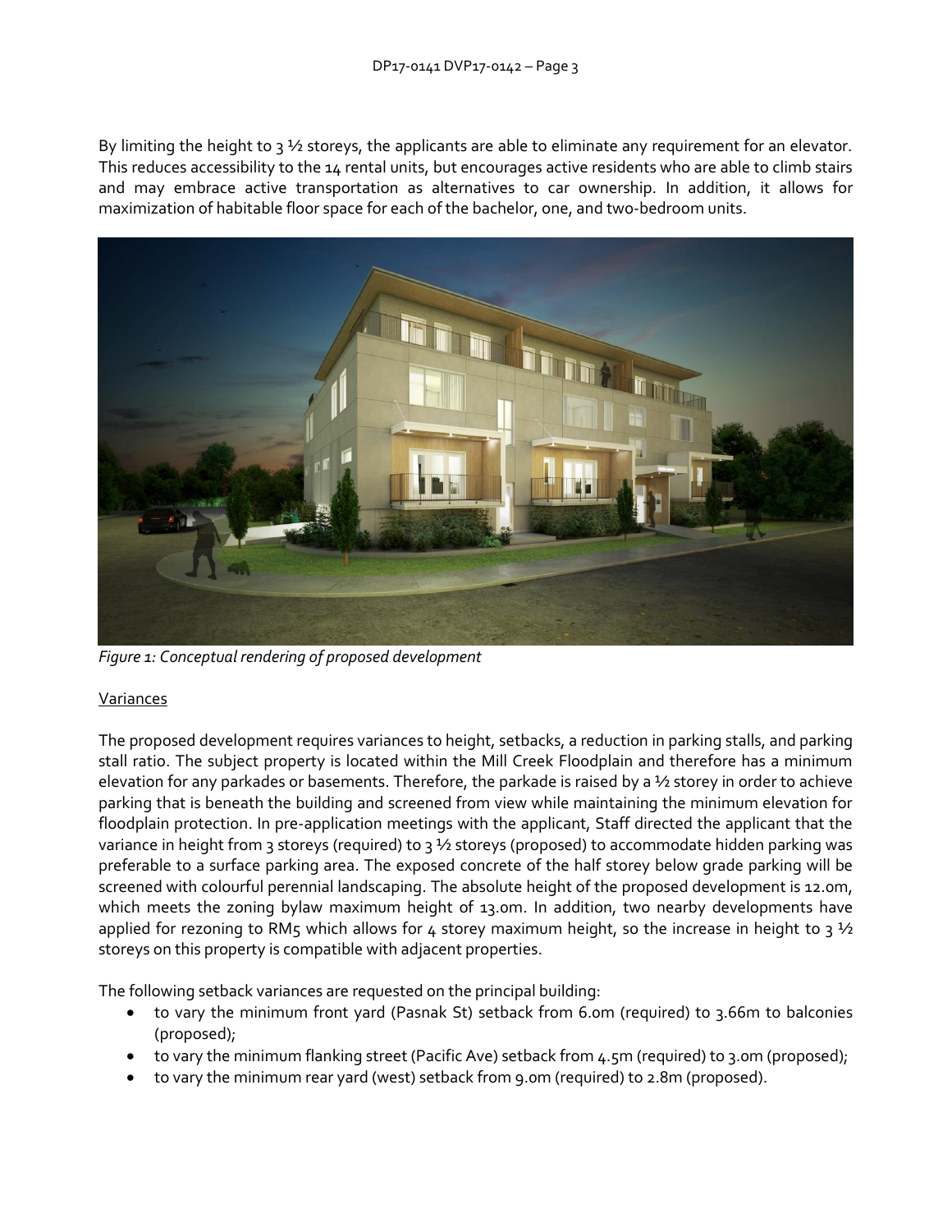By limiting the height to 3 ½ storeys, the applicants are able to eliminate any requirement for an elevator. This reduces accessibility to the 14 rental units, but encourages active residents who are able to climb stairs and may embrace active transportation as alternatives to car ownership. In addition, it allows for maximization of habitable floor space for each of the bachelor, one, and two-bedroom units.

*Figure 1: Conceptual rendering of proposed development*

Variances

The proposed development requires variances to height, setbacks, a reduction in parking stalls, and parking stall ratio. The subject property is located within the Mill Creek Floodplain and therefore has a minimum elevation for any parkades or basements. Therefore, the parkade is raised by a ½ storey in order to achieve parking that is beneath the building and screened from view while maintaining the minimum elevation for floodplain protection. In pre-application meetings with the applicant, Staff directed the applicant that the variance in height from 3 storeys (required) to 3 ½ storeys (proposed) to accommodate hidden parking was preferable to a surface parking area. The exposed concrete of the half storey below grade parking will be screened with colourful perennial landscaping. The absolute height of the proposed development is 12.0m, which meets the zoning bylaw maximum height of 13.0m. In addition, two nearby developments have applied for rezoning to RM5 which allows for 4 storey maximum height, so the increase in height to 3 ½ storeys on this property is compatible with adjacent properties.

The following setback variances are requested on the principal building:

- to vary the minimum front yard (Pasnak St) setback from 6.0m (required) to 3.66m to balconies (proposed);
- to vary the minimum flanking street (Pacific Ave) setback from 4.5m (required) to 3.0m (proposed);
- to vary the minimum rear yard (west) setback from 9.0m (required) to 2.8m (proposed).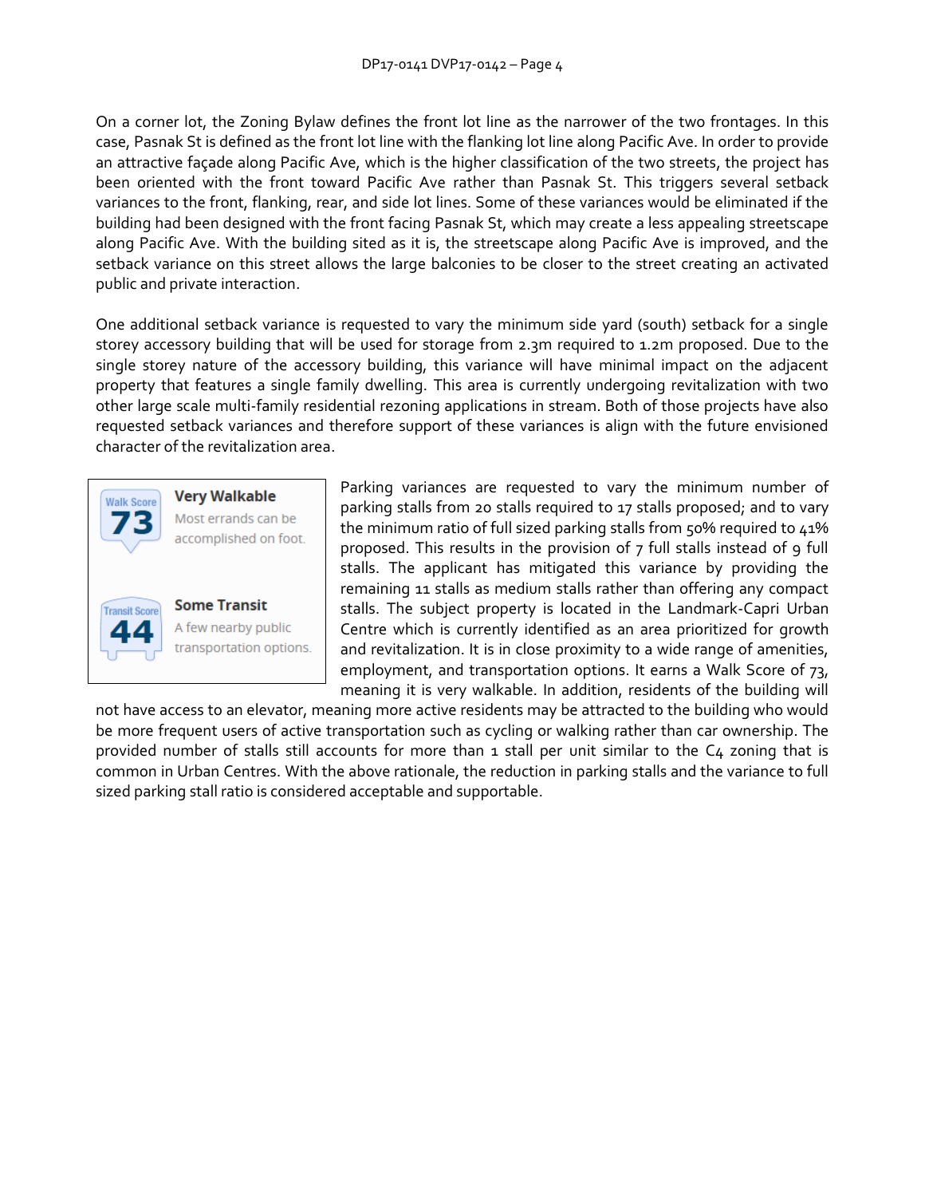On a corner lot, the Zoning Bylaw defines the front lot line as the narrower of the two frontages. In this case, Pasnak St is defined as the front lot line with the flanking lot line along Pacific Ave. In order to provide an attractive façade along Pacific Ave, which is the higher classification of the two streets, the project has been oriented with the front toward Pacific Ave rather than Pasnak St. This triggers several setback variances to the front, flanking, rear, and side lot lines. Some of these variances would be eliminated if the building had been designed with the front facing Pasnak St, which may create a less appealing streetscape along Pacific Ave. With the building sited as it is, the streetscape along Pacific Ave is improved, and the setback variance on this street allows the large balconies to be closer to the street creating an activated public and private interaction.

One additional setback variance is requested to vary the minimum side yard (south) setback for a single storey accessory building that will be used for storage from 2.3m required to 1.2m proposed. Due to the single storey nature of the accessory building, this variance will have minimal impact on the adjacent property that features a single family dwelling. This area is currently undergoing revitalization with two other large scale multi-family residential rezoning applications in stream. Both of those projects have also requested setback variances and therefore support of these variances is align with the future envisioned character of the revitalization area.

Walk Score 73 — **Very Walkable** — Most errands can be accomplished on foot.

Transit Score 44 — **Some Transit** — A few nearby public transportation options.

Parking variances are requested to vary the minimum number of parking stalls from 20 stalls required to 17 stalls proposed; and to vary the minimum ratio of full sized parking stalls from 50% required to 41% proposed. This results in the provision of 7 full stalls instead of 9 full stalls. The applicant has mitigated this variance by providing the remaining 11 stalls as medium stalls rather than offering any compact stalls. The subject property is located in the Landmark-Capri Urban Centre which is currently identified as an area prioritized for growth and revitalization. It is in close proximity to a wide range of amenities, employment, and transportation options. It earns a Walk Score of 73, meaning it is very walkable. In addition, residents of the building will not have access to an elevator, meaning more active residents may be attracted to the building who would be more frequent users of active transportation such as cycling or walking rather than car ownership. The provided number of stalls still accounts for more than 1 stall per unit similar to the C4 zoning that is common in Urban Centres. With the above rationale, the reduction in parking stalls and the variance to full sized parking stall ratio is considered acceptable and supportable.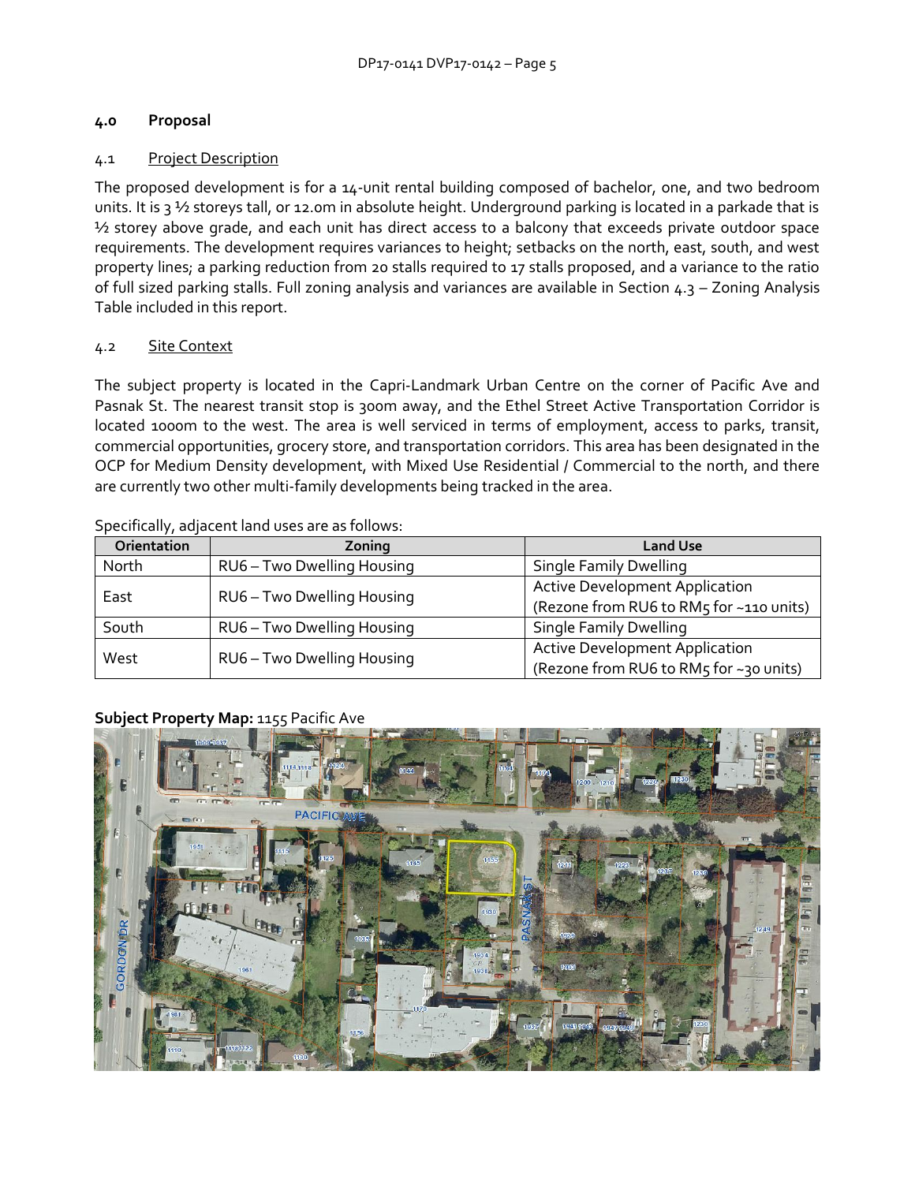## 4.0 Proposal

### 4.1 Project Description

The proposed development is for a 14-unit rental building composed of bachelor, one, and two bedroom units. It is 3 ½ storeys tall, or 12.0m in absolute height. Underground parking is located in a parkade that is ½ storey above grade, and each unit has direct access to a balcony that exceeds private outdoor space requirements. The development requires variances to height; setbacks on the north, east, south, and west property lines; a parking reduction from 20 stalls required to 17 stalls proposed, and a variance to the ratio of full sized parking stalls. Full zoning analysis and variances are available in Section 4.3 – Zoning Analysis Table included in this report.

### 4.2 Site Context

The subject property is located in the Capri-Landmark Urban Centre on the corner of Pacific Ave and Pasnak St. The nearest transit stop is 300m away, and the Ethel Street Active Transportation Corridor is located 1000m to the west. The area is well serviced in terms of employment, access to parks, transit, commercial opportunities, grocery store, and transportation corridors. This area has been designated in the OCP for Medium Density development, with Mixed Use Residential / Commercial to the north, and there are currently two other multi-family developments being tracked in the area.

Specifically, adjacent land uses are as follows:

| Orientation | Zoning | Land Use |
|---|---|---|
| North | RU6 – Two Dwelling Housing | Single Family Dwelling |
| East | RU6 – Two Dwelling Housing | Active Development Application (Rezone from RU6 to RM5 for ~110 units) |
| South | RU6 – Two Dwelling Housing | Single Family Dwelling |
| West | RU6 – Two Dwelling Housing | Active Development Application (Rezone from RU6 to RM5 for ~30 units) |

**Subject Property Map:** 1155 Pacific Ave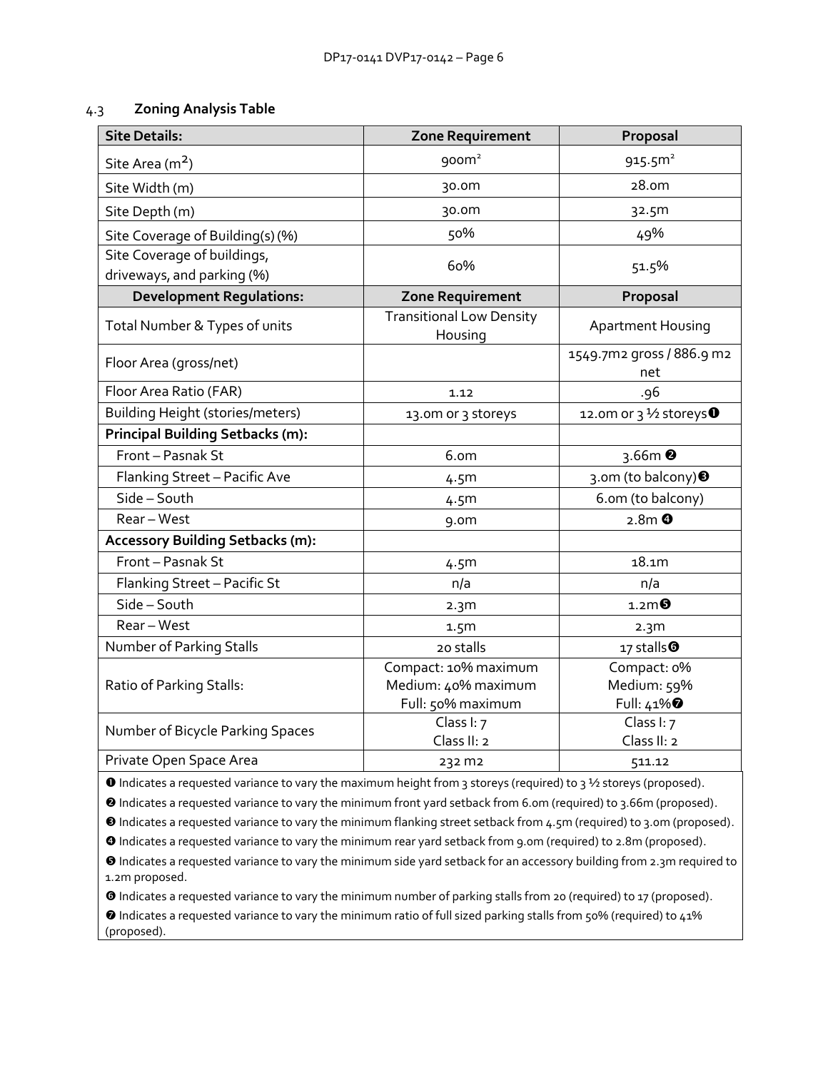### 4.3 Zoning Analysis Table

| Site Details: | Zone Requirement | Proposal |
|---|---|---|
| Site Area (m²) | 900m² | 915.5m² |
| Site Width (m) | 30.0m | 28.0m |
| Site Depth (m) | 30.0m | 32.5m |
| Site Coverage of Building(s) (%) | 50% | 49% |
| Site Coverage of buildings, driveways, and parking (%) | 60% | 51.5% |
| **Development Regulations:** | **Zone Requirement** | **Proposal** |
| Total Number & Types of units | Transitional Low Density Housing | Apartment Housing |
| Floor Area (gross/net) | | 1549.7m2 gross / 886.9 m2 net |
| Floor Area Ratio (FAR) | 1.12 | .96 |
| Building Height (stories/meters) | 13.0m or 3 storeys | 12.0m or 3 ½ storeys ❶ |
| **Principal Building Setbacks (m):** | | |
| Front – Pasnak St | 6.0m | 3.66m ❷ |
| Flanking Street – Pacific Ave | 4.5m | 3.0m (to balcony) ❸ |
| Side – South | 4.5m | 6.0m (to balcony) |
| Rear – West | 9.0m | 2.8m ❹ |
| **Accessory Building Setbacks (m):** | | |
| Front – Pasnak St | 4.5m | 18.1m |
| Flanking Street – Pacific St | n/a | n/a |
| Side – South | 2.3m | 1.2m ❺ |
| Rear – West | 1.5m | 2.3m |
| Number of Parking Stalls | 20 stalls | 17 stalls ❻ |
| Ratio of Parking Stalls: | Compact: 10% maximum<br>Medium: 40% maximum<br>Full: 50% maximum | Compact: 0%<br>Medium: 59%<br>Full: 41% ❼ |
| Number of Bicycle Parking Spaces | Class I: 7<br>Class II: 2 | Class I: 7<br>Class II: 2 |
| Private Open Space Area | 232 m2 | 511.12 |

❶ Indicates a requested variance to vary the maximum height from 3 storeys (required) to 3 ½ storeys (proposed).

❷ Indicates a requested variance to vary the minimum front yard setback from 6.0m (required) to 3.66m (proposed).

❸ Indicates a requested variance to vary the minimum flanking street setback from 4.5m (required) to 3.0m (proposed).

❹ Indicates a requested variance to vary the minimum rear yard setback from 9.0m (required) to 2.8m (proposed).

❺ Indicates a requested variance to vary the minimum side yard setback for an accessory building from 2.3m required to 1.2m proposed.

❻ Indicates a requested variance to vary the minimum number of parking stalls from 20 (required) to 17 (proposed).

❼ Indicates a requested variance to vary the minimum ratio of full sized parking stalls from 50% (required) to 41% (proposed).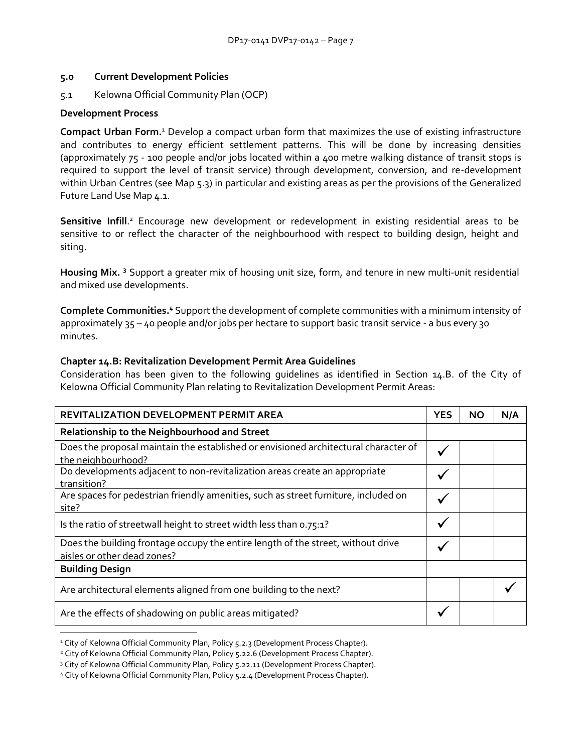## 5.0 Current Development Policies

5.1 Kelowna Official Community Plan (OCP)

### Development Process

**Compact Urban Form.**[1] Develop a compact urban form that maximizes the use of existing infrastructure and contributes to energy efficient settlement patterns. This will be done by increasing densities (approximately 75 - 100 people and/or jobs located within a 400 metre walking distance of transit stops is required to support the level of transit service) through development, conversion, and re-development within Urban Centres (see Map 5.3) in particular and existing areas as per the provisions of the Generalized Future Land Use Map 4.1.

**Sensitive Infill**.[2] Encourage new development or redevelopment in existing residential areas to be sensitive to or reflect the character of the neighbourhood with respect to building design, height and siting.

**Housing Mix.** [3] Support a greater mix of housing unit size, form, and tenure in new multi-unit residential and mixed use developments.

**Complete Communities.**[4] Support the development of complete communities with a minimum intensity of approximately 35 – 40 people and/or jobs per hectare to support basic transit service - a bus every 30 minutes.

### Chapter 14.B: Revitalization Development Permit Area Guidelines

Consideration has been given to the following guidelines as identified in Section 14.B. of the City of Kelowna Official Community Plan relating to Revitalization Development Permit Areas:

| REVITALIZATION DEVELOPMENT PERMIT AREA | YES | NO | N/A |
|---|---|---|---|
| **Relationship to the Neighbourhood and Street** | | | |
| Does the proposal maintain the established or envisioned architectural character of the neighbourhood? | ✓ | | |
| Do developments adjacent to non-revitalization areas create an appropriate transition? | ✓ | | |
| Are spaces for pedestrian friendly amenities, such as street furniture, included on site? | ✓ | | |
| Is the ratio of streetwall height to street width less than 0.75:1? | ✓ | | |
| Does the building frontage occupy the entire length of the street, without drive aisles or other dead zones? | ✓ | | |
| **Building Design** | | | |
| Are architectural elements aligned from one building to the next? | | | ✓ |
| Are the effects of shadowing on public areas mitigated? | ✓ | | |

[1] City of Kelowna Official Community Plan, Policy 5.2.3 (Development Process Chapter).
[2] City of Kelowna Official Community Plan, Policy 5.22.6 (Development Process Chapter).
[3] City of Kelowna Official Community Plan, Policy 5.22.11 (Development Process Chapter).
[4] City of Kelowna Official Community Plan, Policy 5.2.4 (Development Process Chapter).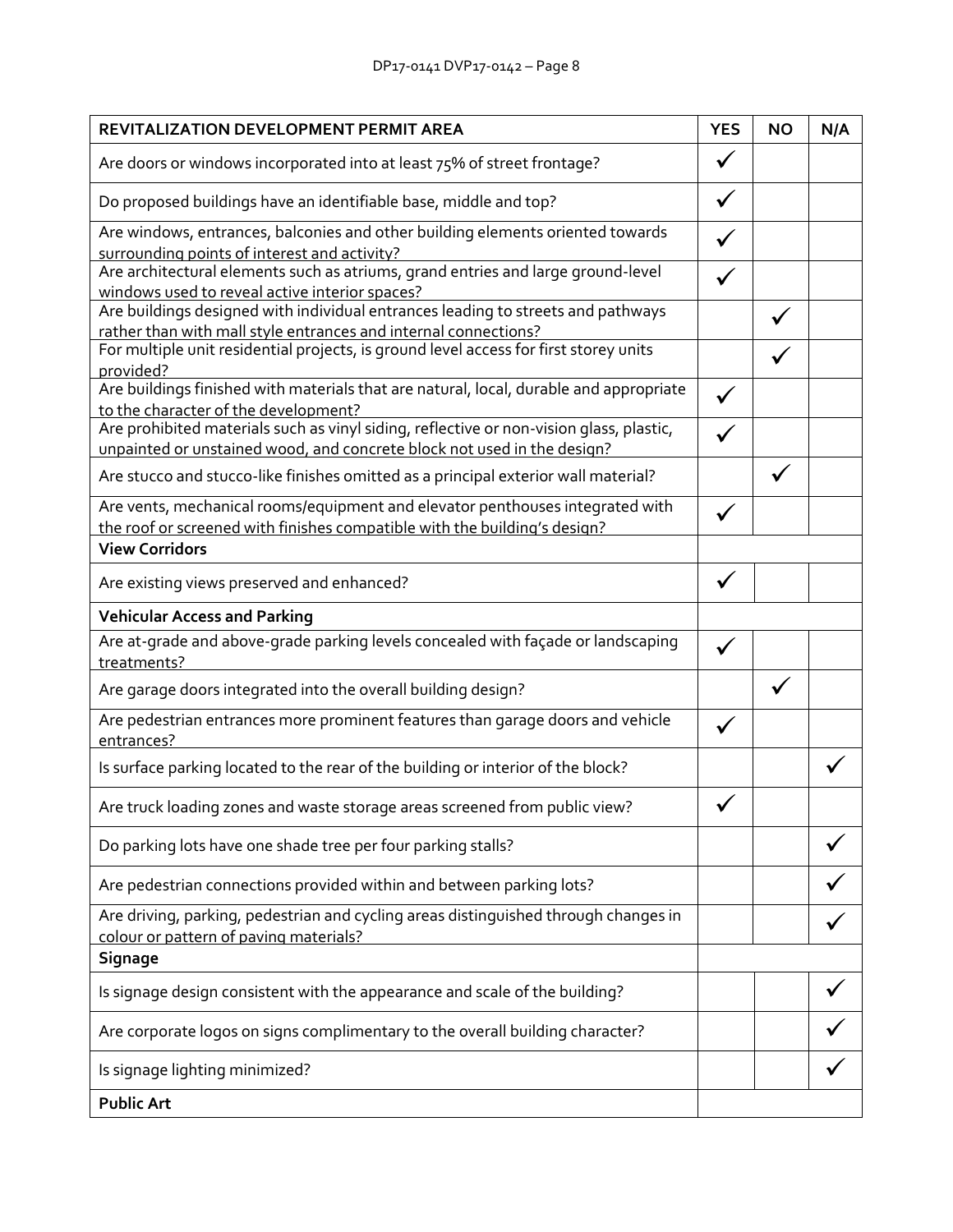| REVITALIZATION DEVELOPMENT PERMIT AREA | YES | NO | N/A |
|---|---|---|---|
| Are doors or windows incorporated into at least 75% of street frontage? | ✓ | | |
| Do proposed buildings have an identifiable base, middle and top? | ✓ | | |
| Are windows, entrances, balconies and other building elements oriented towards surrounding points of interest and activity? | ✓ | | |
| Are architectural elements such as atriums, grand entries and large ground-level windows used to reveal active interior spaces? | ✓ | | |
| Are buildings designed with individual entrances leading to streets and pathways rather than with mall style entrances and internal connections? | | ✓ | |
| For multiple unit residential projects, is ground level access for first storey units provided? | | ✓ | |
| Are buildings finished with materials that are natural, local, durable and appropriate to the character of the development? | ✓ | | |
| Are prohibited materials such as vinyl siding, reflective or non-vision glass, plastic, unpainted or unstained wood, and concrete block not used in the design? | ✓ | | |
| Are stucco and stucco-like finishes omitted as a principal exterior wall material? | | ✓ | |
| Are vents, mechanical rooms/equipment and elevator penthouses integrated with the roof or screened with finishes compatible with the building's design? | ✓ | | |
| **View Corridors** | | | |
| Are existing views preserved and enhanced? | ✓ | | |
| **Vehicular Access and Parking** | | | |
| Are at-grade and above-grade parking levels concealed with façade or landscaping treatments? | ✓ | | |
| Are garage doors integrated into the overall building design? | | ✓ | |
| Are pedestrian entrances more prominent features than garage doors and vehicle entrances? | ✓ | | |
| Is surface parking located to the rear of the building or interior of the block? | | | ✓ |
| Are truck loading zones and waste storage areas screened from public view? | ✓ | | |
| Do parking lots have one shade tree per four parking stalls? | | | ✓ |
| Are pedestrian connections provided within and between parking lots? | | | ✓ |
| Are driving, parking, pedestrian and cycling areas distinguished through changes in colour or pattern of paving materials? | | | ✓ |
| **Signage** | | | |
| Is signage design consistent with the appearance and scale of the building? | | | ✓ |
| Are corporate logos on signs complimentary to the overall building character? | | | ✓ |
| Is signage lighting minimized? | | | ✓ |
| **Public Art** | | | |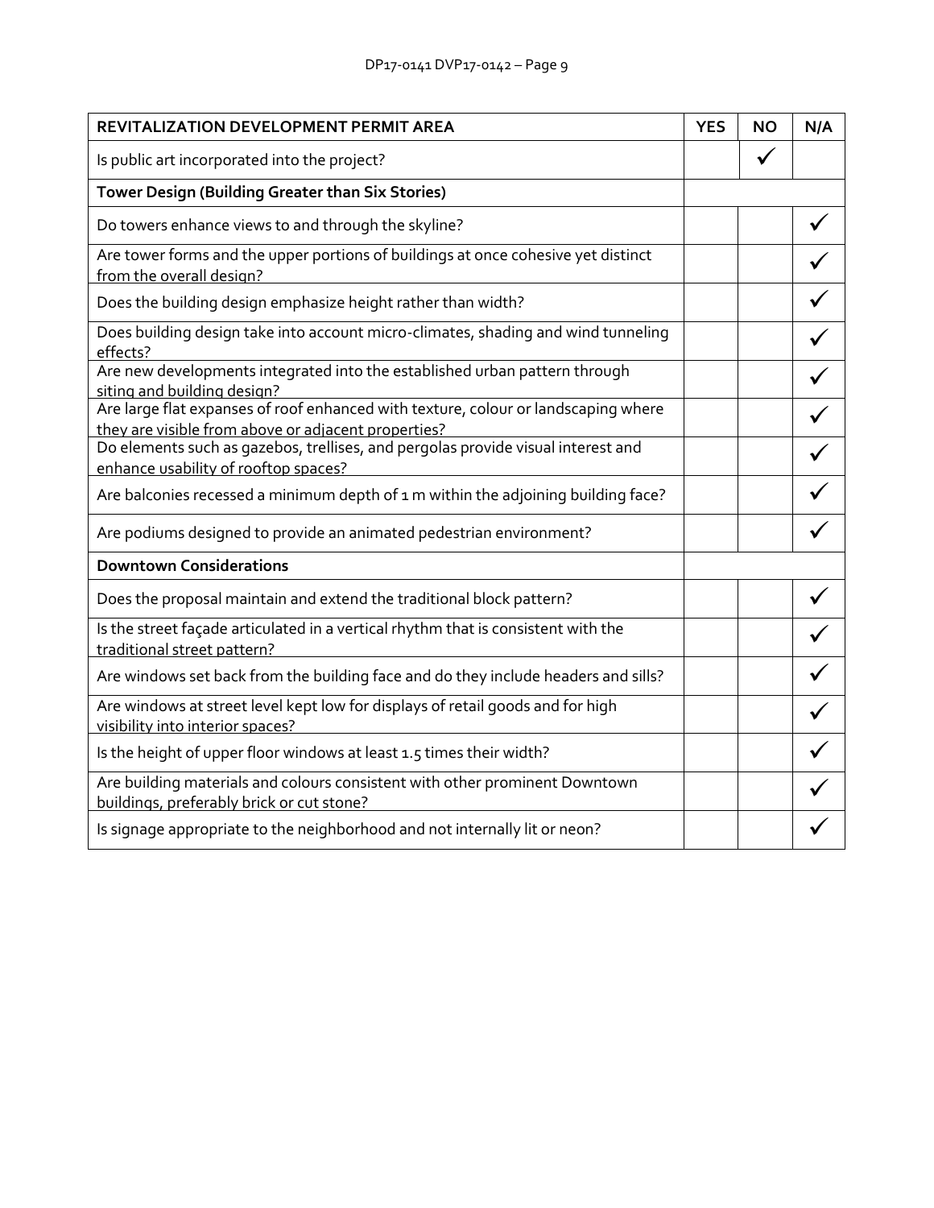| REVITALIZATION DEVELOPMENT PERMIT AREA | YES | NO | N/A |
|---|---|---|---|
| Is public art incorporated into the project? | | ✓ | |
| **Tower Design (Building Greater than Six Stories)** | | | |
| Do towers enhance views to and through the skyline? | | | ✓ |
| Are tower forms and the upper portions of buildings at once cohesive yet distinct from the overall design? | | | ✓ |
| Does the building design emphasize height rather than width? | | | ✓ |
| Does building design take into account micro-climates, shading and wind tunneling effects? | | | ✓ |
| Are new developments integrated into the established urban pattern through siting and building design? | | | ✓ |
| Are large flat expanses of roof enhanced with texture, colour or landscaping where they are visible from above or adjacent properties? | | | ✓ |
| Do elements such as gazebos, trellises, and pergolas provide visual interest and enhance usability of rooftop spaces? | | | ✓ |
| Are balconies recessed a minimum depth of 1 m within the adjoining building face? | | | ✓ |
| Are podiums designed to provide an animated pedestrian environment? | | | ✓ |
| **Downtown Considerations** | | | |
| Does the proposal maintain and extend the traditional block pattern? | | | ✓ |
| Is the street façade articulated in a vertical rhythm that is consistent with the traditional street pattern? | | | ✓ |
| Are windows set back from the building face and do they include headers and sills? | | | ✓ |
| Are windows at street level kept low for displays of retail goods and for high visibility into interior spaces? | | | ✓ |
| Is the height of upper floor windows at least 1.5 times their width? | | | ✓ |
| Are building materials and colours consistent with other prominent Downtown buildings, preferably brick or cut stone? | | | ✓ |
| Is signage appropriate to the neighborhood and not internally lit or neon? | | | ✓ |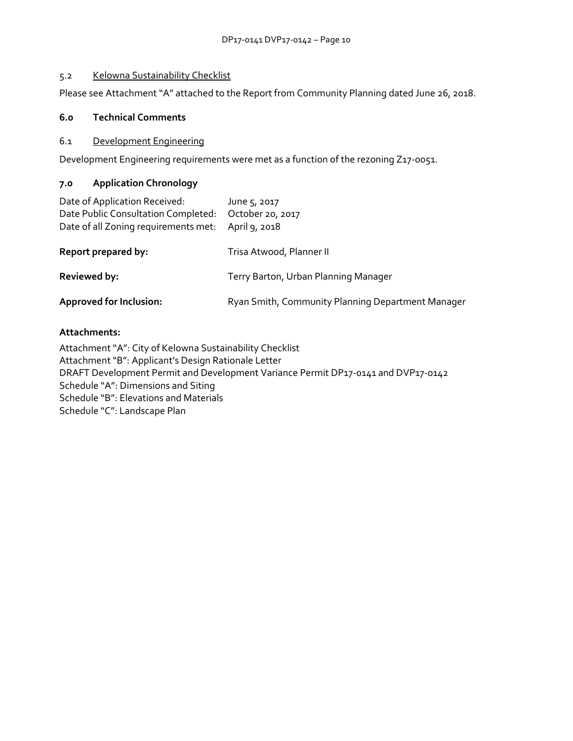### 5.2 Kelowna Sustainability Checklist

Please see Attachment "A" attached to the Report from Community Planning dated June 26, 2018.

## 6.0 Technical Comments

### 6.1 Development Engineering

Development Engineering requirements were met as a function of the rezoning Z17-0051.

## 7.0 Application Chronology

| | |
|---|---|
| Date of Application Received: | June 5, 2017 |
| Date Public Consultation Completed: | October 20, 2017 |
| Date of all Zoning requirements met: | April 9, 2018 |

| | |
|---|---|
| **Report prepared by:** | Trisa Atwood, Planner II |
| **Reviewed by:** | Terry Barton, Urban Planning Manager |
| **Approved for Inclusion:** | Ryan Smith, Community Planning Department Manager |

**Attachments:**

Attachment "A": City of Kelowna Sustainability Checklist
Attachment "B": Applicant's Design Rationale Letter
DRAFT Development Permit and Development Variance Permit DP17-0141 and DVP17-0142
Schedule "A": Dimensions and Siting
Schedule "B": Elevations and Materials
Schedule "C": Landscape Plan